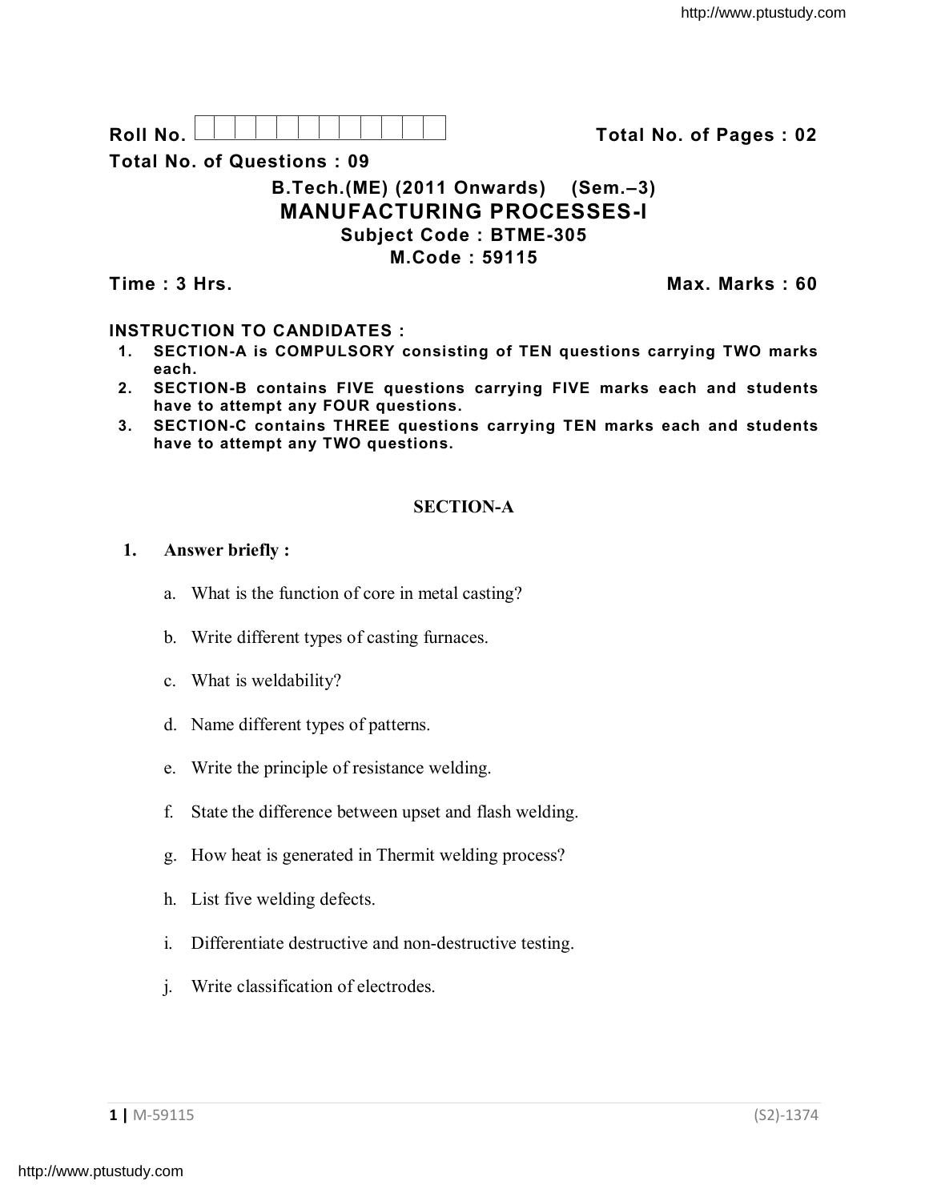Roll No. 

**Total No. of Pages : 02**

**Total No. of Questions : 09**

## B.Tech.(ME) (2011 Onwards) (Sem.–3)

# MANUFACTURING PROCESSES-I

**Subject Code : BTME-305**

**M.Code : 59115**

**Time : 3 Hrs.** **Max. Marks : 60**

**INSTRUCTION TO CANDIDATES :**

1. **SECTION-A is COMPULSORY consisting of TEN questions carrying TWO marks each.**
2. **SECTION-B contains FIVE questions carrying FIVE marks each and students have to attempt any FOUR questions.**
3. **SECTION-C contains THREE questions carrying TEN marks each and students have to attempt any TWO questions.**

## SECTION-A

**1. Answer briefly :**

a. What is the function of core in metal casting?

b. Write different types of casting furnaces.

c. What is weldability?

d. Name different types of patterns.

e. Write the principle of resistance welding.

f. State the difference between upset and flash welding.

g. How heat is generated in Thermit welding process?

h. List five welding defects.

i. Differentiate destructive and non-destructive testing.

j. Write classification of electrodes.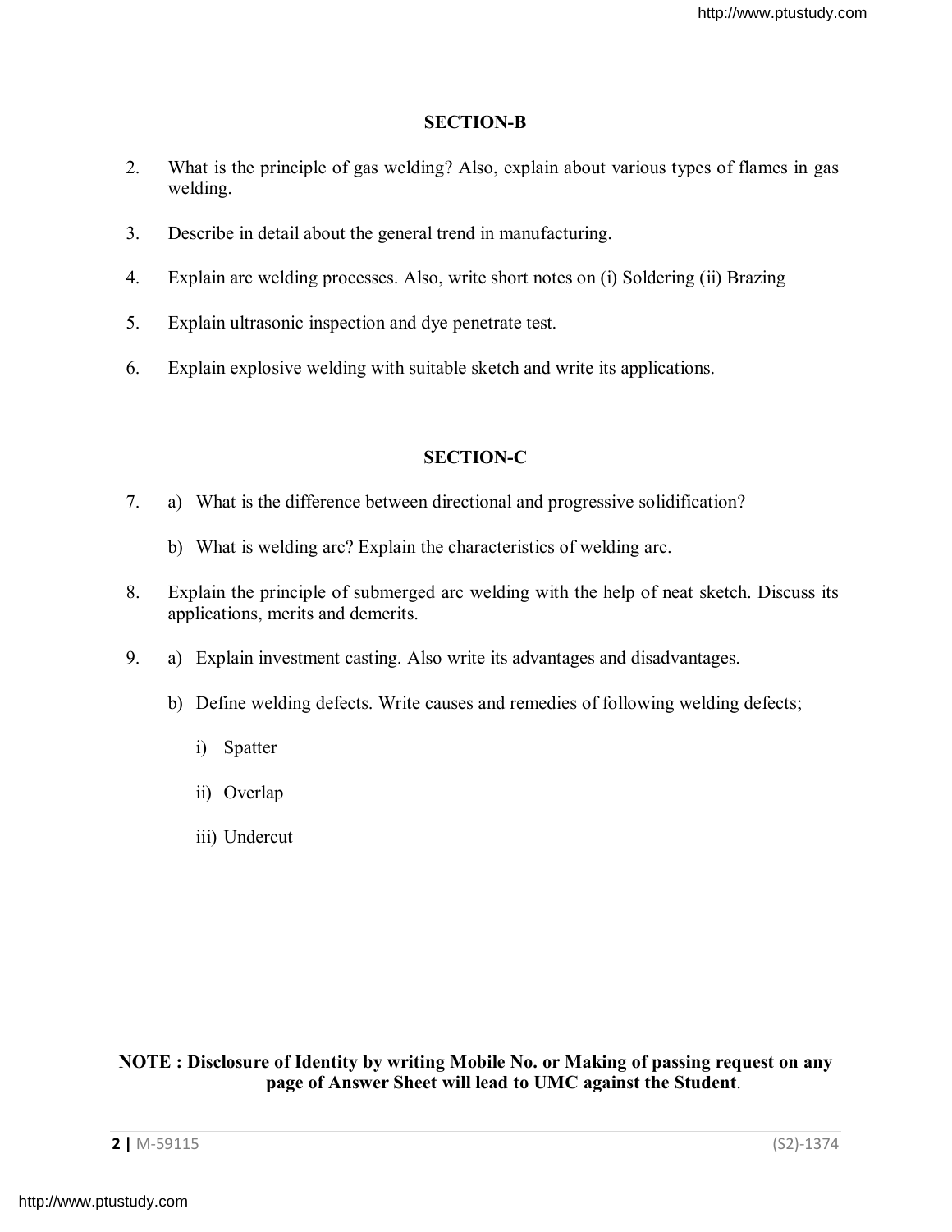## SECTION-B

2. What is the principle of gas welding? Also, explain about various types of flames in gas welding.

3. Describe in detail about the general trend in manufacturing.

4. Explain arc welding processes. Also, write short notes on (i) Soldering (ii) Brazing

5. Explain ultrasonic inspection and dye penetrate test.

6. Explain explosive welding with suitable sketch and write its applications.

## SECTION-C

7. a) What is the difference between directional and progressive solidification?

   b) What is welding arc? Explain the characteristics of welding arc.

8. Explain the principle of submerged arc welding with the help of neat sketch. Discuss its applications, merits and demerits.

9. a) Explain investment casting. Also write its advantages and disadvantages.

   b) Define welding defects. Write causes and remedies of following welding defects;

      i) Spatter

      ii) Overlap

      iii) Undercut

**NOTE : Disclosure of Identity by writing Mobile No. or Making of passing request on any page of Answer Sheet will lead to UMC against the Student.**

M-59115 (S2)-1374